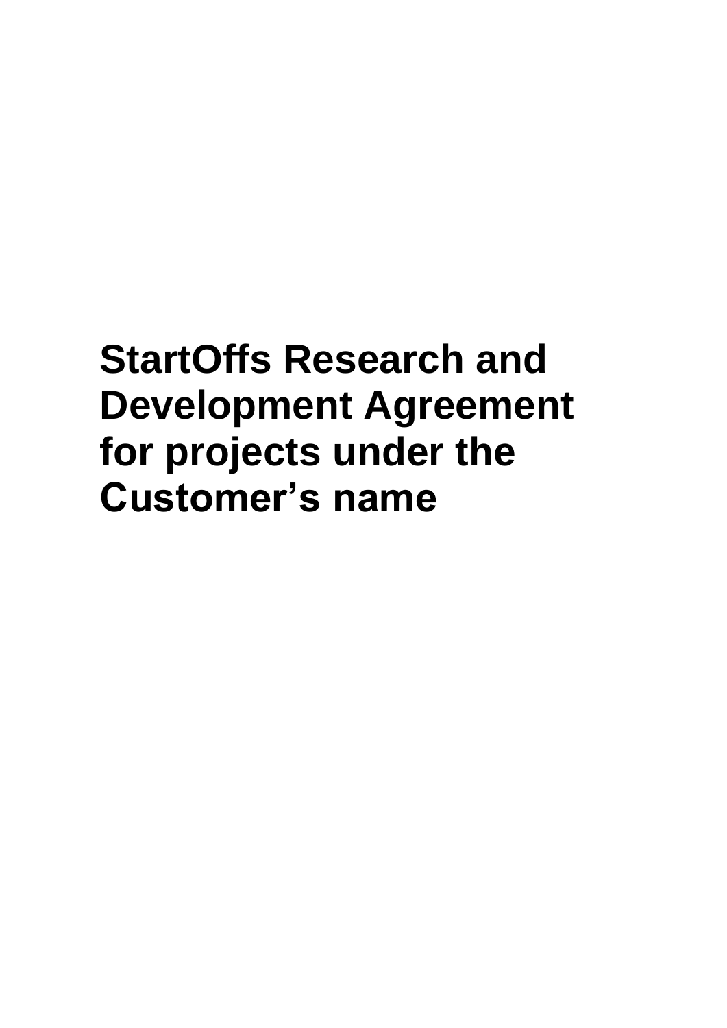# StartOffs Research and Development Agreement for projects under the Customer's name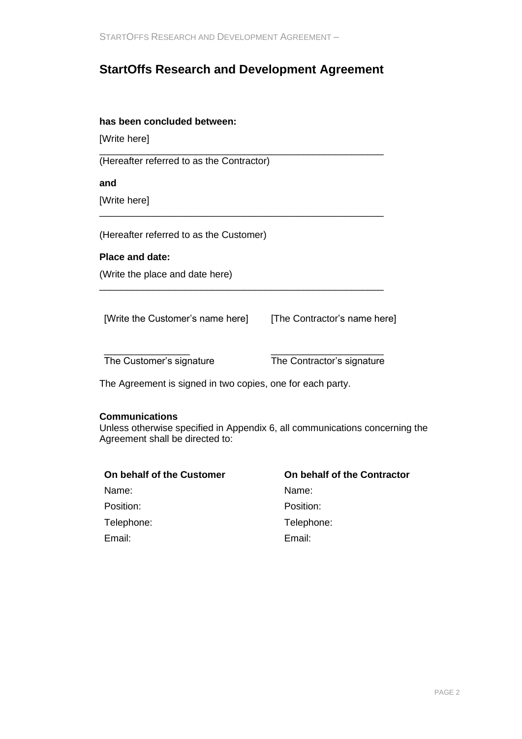# StartOffs Research and Development Agreement

**has been concluded between:**

[Write here]

_______________________________________________________

(Hereafter referred to as the Contractor)

**and**

[Write here]

_______________________________________________________

(Hereafter referred to as the Customer)

**Place and date:**

(Write the place and date here)

_______________________________________________________

| [Write the Customer's name here] | [The Contractor's name here] |
|---|---|
| ________________ | _____________________ |
| The Customer's signature | The Contractor's signature |

The Agreement is signed in two copies, one for each party.

**Communications**

Unless otherwise specified in Appendix 6, all communications concerning the Agreement shall be directed to:

| On behalf of the Customer | On behalf of the Contractor |
|---|---|
| Name: | Name: |
| Position: | Position: |
| Telephone: | Telephone: |
| Email: | Email: |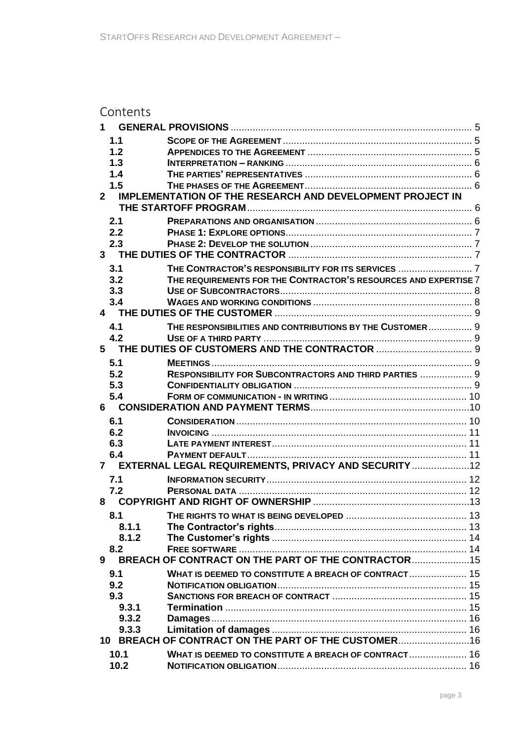# Contents

- 1 GENERAL PROVISIONS ........ 5
  - 1.1 SCOPE OF THE AGREEMENT ........ 5
  - 1.2 APPENDICES TO THE AGREEMENT ........ 5
  - 1.3 INTERPRETATION – RANKING ........ 6
  - 1.4 THE PARTIES' REPRESENTATIVES ........ 6
  - 1.5 THE PHASES OF THE AGREEMENT ........ 6
- 2 IMPLEMENTATION OF THE RESEARCH AND DEVELOPMENT PROJECT IN THE STARTOFF PROGRAM ........ 6
  - 2.1 PREPARATIONS AND ORGANISATION ........ 6
  - 2.2 PHASE 1: EXPLORE OPTIONS ........ 7
  - 2.3 PHASE 2: DEVELOP THE SOLUTION ........ 7
- 3 THE DUTIES OF THE CONTRACTOR ........ 7
  - 3.1 THE CONTRACTOR'S RESPONSIBILITY FOR ITS SERVICES ........ 7
  - 3.2 THE REQUIREMENTS FOR THE CONTRACTOR'S RESOURCES AND EXPERTISE 7
  - 3.3 USE OF SUBCONTRACTORS ........ 8
  - 3.4 WAGES AND WORKING CONDITIONS ........ 8
- 4 THE DUTIES OF THE CUSTOMER ........ 9
  - 4.1 THE RESPONSIBILITIES AND CONTRIBUTIONS BY THE CUSTOMER ........ 9
  - 4.2 USE OF A THIRD PARTY ........ 9
- 5 THE DUTIES OF CUSTOMERS AND THE CONTRACTOR ........ 9
  - 5.1 MEETINGS ........ 9
  - 5.2 RESPONSIBILITY FOR SUBCONTRACTORS AND THIRD PARTIES ........ 9
  - 5.3 CONFIDENTIALITY OBLIGATION ........ 9
  - 5.4 FORM OF COMMUNICATION - IN WRITING ........ 10
- 6 CONSIDERATION AND PAYMENT TERMS ........ 10
  - 6.1 CONSIDERATION ........ 10
  - 6.2 INVOICING ........ 11
  - 6.3 LATE PAYMENT INTEREST ........ 11
  - 6.4 PAYMENT DEFAULT ........ 11
- 7 EXTERNAL LEGAL REQUIREMENTS, PRIVACY AND SECURITY ........ 12
  - 7.1 INFORMATION SECURITY ........ 12
  - 7.2 PERSONAL DATA ........ 12
- 8 COPYRIGHT AND RIGHT OF OWNERSHIP ........ 13
  - 8.1 THE RIGHTS TO WHAT IS BEING DEVELOPED ........ 13
    - 8.1.1 The Contractor's rights ........ 13
    - 8.1.2 The Customer's rights ........ 14
  - 8.2 FREE SOFTWARE ........ 14
- 9 BREACH OF CONTRACT ON THE PART OF THE CONTRACTOR ........ 15
  - 9.1 WHAT IS DEEMED TO CONSTITUTE A BREACH OF CONTRACT ........ 15
  - 9.2 NOTIFICATION OBLIGATION ........ 15
  - 9.3 SANCTIONS FOR BREACH OF CONTRACT ........ 15
    - 9.3.1 Termination ........ 15
    - 9.3.2 Damages ........ 16
    - 9.3.3 Limitation of damages ........ 16
- 10 BREACH OF CONTRACT ON THE PART OF THE CUSTOMER ........ 16
  - 10.1 WHAT IS DEEMED TO CONSTITUTE A BREACH OF CONTRACT ........ 16
  - 10.2 NOTIFICATION OBLIGATION ........ 16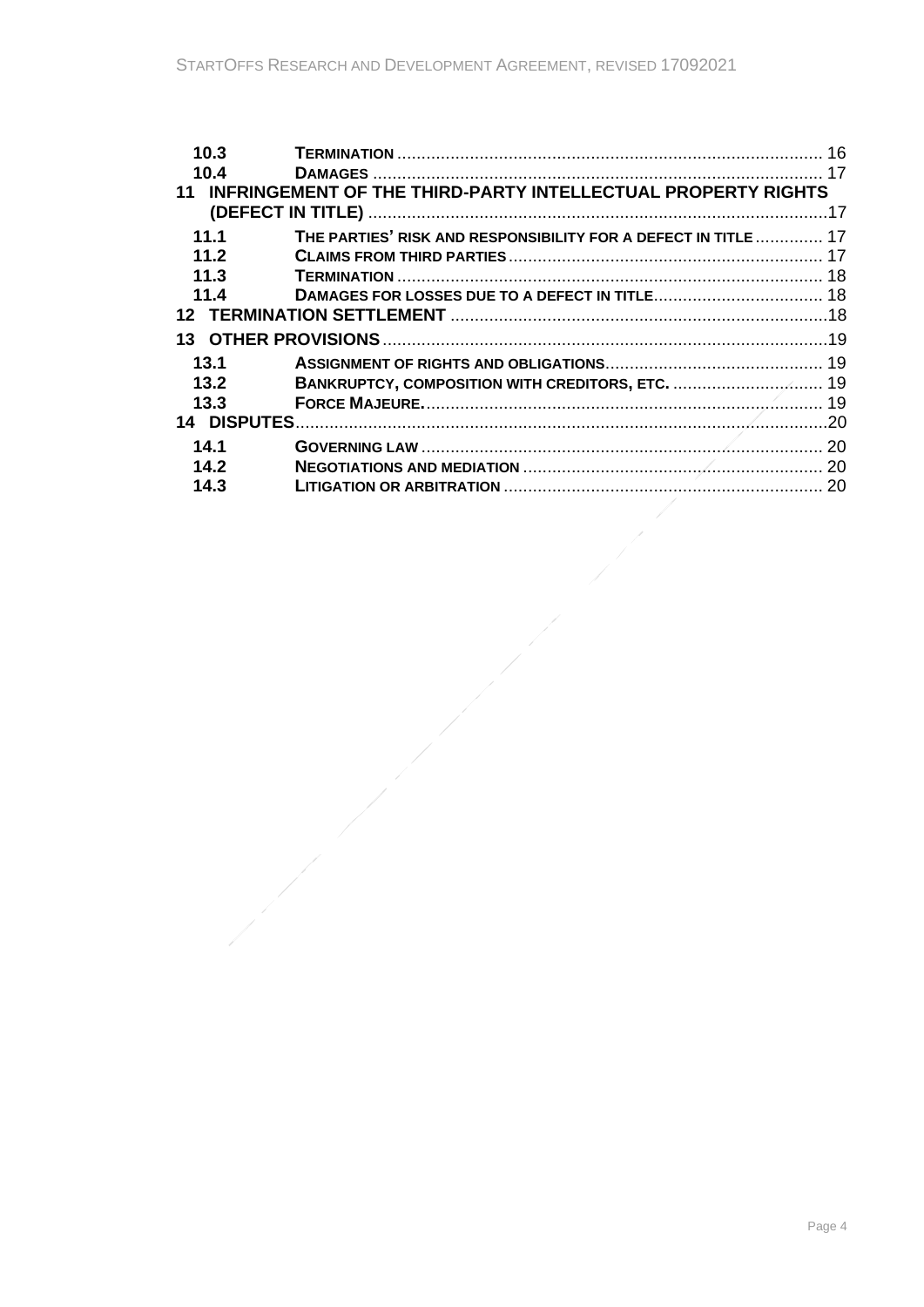| | | |
|---|---|---|
| 10.3 | **Termination** | 16 |
| 10.4 | **Damages** | 17 |
| **11** | **INFRINGEMENT OF THE THIRD-PARTY INTELLECTUAL PROPERTY RIGHTS (DEFECT IN TITLE)** | 17 |
| 11.1 | **The parties' risk and responsibility for a defect in title** | 17 |
| 11.2 | **Claims from third parties** | 17 |
| 11.3 | **Termination** | 18 |
| 11.4 | **Damages for losses due to a defect in title** | 18 |
| **12** | **TERMINATION SETTLEMENT** | 18 |
| **13** | **OTHER PROVISIONS** | 19 |
| 13.1 | **Assignment of rights and obligations** | 19 |
| 13.2 | **Bankruptcy, composition with creditors, etc.** | 19 |
| 13.3 | **Force Majeure.** | 19 |
| **14** | **DISPUTES** | 20 |
| 14.1 | **Governing law** | 20 |
| 14.2 | **Negotiations and mediation** | 20 |
| 14.3 | **Litigation or arbitration** | 20 |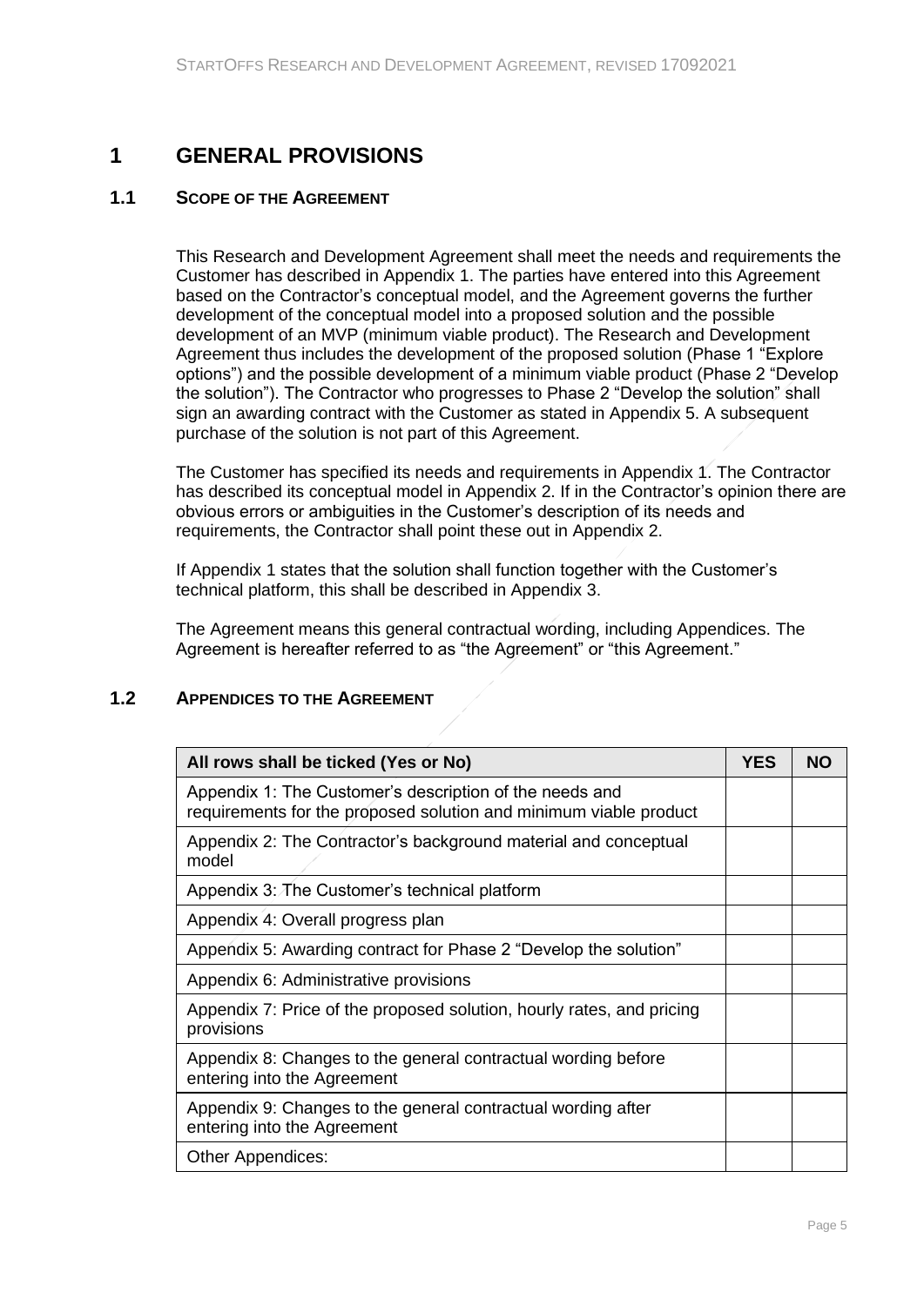# 1 GENERAL PROVISIONS

## 1.1 SCOPE OF THE AGREEMENT

This Research and Development Agreement shall meet the needs and requirements the Customer has described in Appendix 1. The parties have entered into this Agreement based on the Contractor's conceptual model, and the Agreement governs the further development of the conceptual model into a proposed solution and the possible development of an MVP (minimum viable product). The Research and Development Agreement thus includes the development of the proposed solution (Phase 1 "Explore options") and the possible development of a minimum viable product (Phase 2 "Develop the solution"). The Contractor who progresses to Phase 2 "Develop the solution" shall sign an awarding contract with the Customer as stated in Appendix 5. A subsequent purchase of the solution is not part of this Agreement.

The Customer has specified its needs and requirements in Appendix 1. The Contractor has described its conceptual model in Appendix 2. If in the Contractor's opinion there are obvious errors or ambiguities in the Customer's description of its needs and requirements, the Contractor shall point these out in Appendix 2.

If Appendix 1 states that the solution shall function together with the Customer's technical platform, this shall be described in Appendix 3.

The Agreement means this general contractual wording, including Appendices. The Agreement is hereafter referred to as "the Agreement" or "this Agreement."

## 1.2 APPENDICES TO THE AGREEMENT

| All rows shall be ticked (Yes or No) | YES | NO |
|---|---|---|
| Appendix 1: The Customer's description of the needs and requirements for the proposed solution and minimum viable product | | |
| Appendix 2: The Contractor's background material and conceptual model | | |
| Appendix 3: The Customer's technical platform | | |
| Appendix 4: Overall progress plan | | |
| Appendix 5: Awarding contract for Phase 2 "Develop the solution" | | |
| Appendix 6: Administrative provisions | | |
| Appendix 7: Price of the proposed solution, hourly rates, and pricing provisions | | |
| Appendix 8: Changes to the general contractual wording before entering into the Agreement | | |
| Appendix 9: Changes to the general contractual wording after entering into the Agreement | | |
| Other Appendices: | | |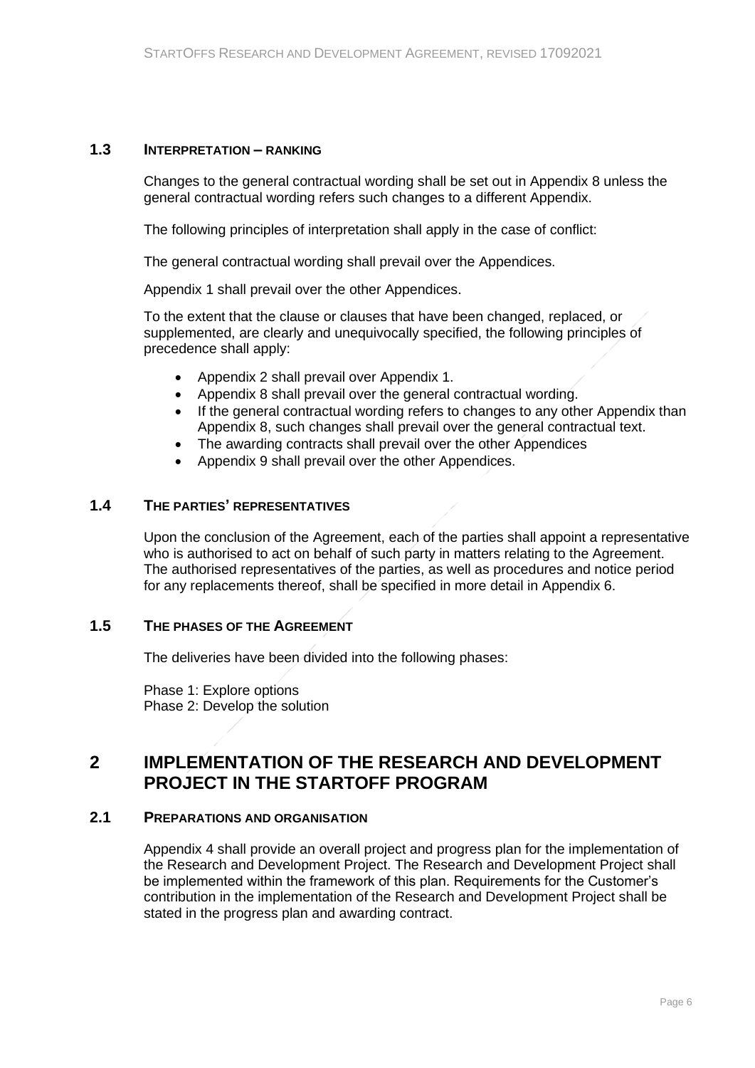### 1.3 INTERPRETATION – RANKING

Changes to the general contractual wording shall be set out in Appendix 8 unless the general contractual wording refers such changes to a different Appendix.

The following principles of interpretation shall apply in the case of conflict:

The general contractual wording shall prevail over the Appendices.

Appendix 1 shall prevail over the other Appendices.

To the extent that the clause or clauses that have been changed, replaced, or supplemented, are clearly and unequivocally specified, the following principles of precedence shall apply:

- Appendix 2 shall prevail over Appendix 1.
- Appendix 8 shall prevail over the general contractual wording.
- If the general contractual wording refers to changes to any other Appendix than Appendix 8, such changes shall prevail over the general contractual text.
- The awarding contracts shall prevail over the other Appendices
- Appendix 9 shall prevail over the other Appendices.

### 1.4 THE PARTIES' REPRESENTATIVES

Upon the conclusion of the Agreement, each of the parties shall appoint a representative who is authorised to act on behalf of such party in matters relating to the Agreement. The authorised representatives of the parties, as well as procedures and notice period for any replacements thereof, shall be specified in more detail in Appendix 6.

### 1.5 THE PHASES OF THE AGREEMENT

The deliveries have been divided into the following phases:

Phase 1: Explore options
Phase 2: Develop the solution

## 2 IMPLEMENTATION OF THE RESEARCH AND DEVELOPMENT PROJECT IN THE STARTOFF PROGRAM

### 2.1 PREPARATIONS AND ORGANISATION

Appendix 4 shall provide an overall project and progress plan for the implementation of the Research and Development Project. The Research and Development Project shall be implemented within the framework of this plan. Requirements for the Customer's contribution in the implementation of the Research and Development Project shall be stated in the progress plan and awarding contract.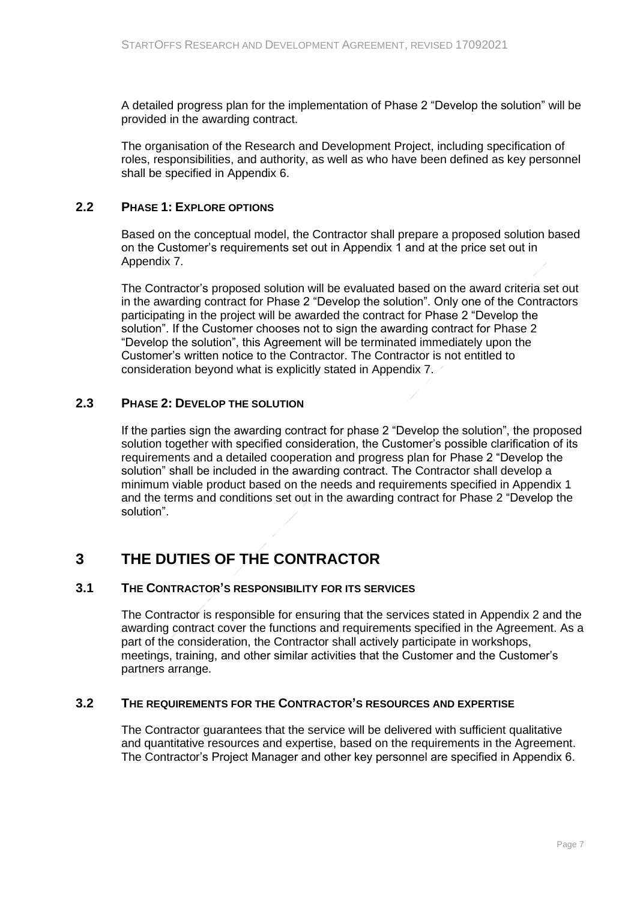A detailed progress plan for the implementation of Phase 2 "Develop the solution" will be provided in the awarding contract.

The organisation of the Research and Development Project, including specification of roles, responsibilities, and authority, as well as who have been defined as key personnel shall be specified in Appendix 6.

### 2.2 PHASE 1: EXPLORE OPTIONS

Based on the conceptual model, the Contractor shall prepare a proposed solution based on the Customer's requirements set out in Appendix 1 and at the price set out in Appendix 7.

The Contractor's proposed solution will be evaluated based on the award criteria set out in the awarding contract for Phase 2 "Develop the solution". Only one of the Contractors participating in the project will be awarded the contract for Phase 2 "Develop the solution". If the Customer chooses not to sign the awarding contract for Phase 2 "Develop the solution", this Agreement will be terminated immediately upon the Customer's written notice to the Contractor. The Contractor is not entitled to consideration beyond what is explicitly stated in Appendix 7.

### 2.3 PHASE 2: DEVELOP THE SOLUTION

If the parties sign the awarding contract for phase 2 "Develop the solution", the proposed solution together with specified consideration, the Customer's possible clarification of its requirements and a detailed cooperation and progress plan for Phase 2 "Develop the solution" shall be included in the awarding contract. The Contractor shall develop a minimum viable product based on the needs and requirements specified in Appendix 1 and the terms and conditions set out in the awarding contract for Phase 2 "Develop the solution".

## 3 THE DUTIES OF THE CONTRACTOR

### 3.1 THE CONTRACTOR'S RESPONSIBILITY FOR ITS SERVICES

The Contractor is responsible for ensuring that the services stated in Appendix 2 and the awarding contract cover the functions and requirements specified in the Agreement. As a part of the consideration, the Contractor shall actively participate in workshops, meetings, training, and other similar activities that the Customer and the Customer's partners arrange.

### 3.2 THE REQUIREMENTS FOR THE CONTRACTOR'S RESOURCES AND EXPERTISE

The Contractor guarantees that the service will be delivered with sufficient qualitative and quantitative resources and expertise, based on the requirements in the Agreement. The Contractor's Project Manager and other key personnel are specified in Appendix 6.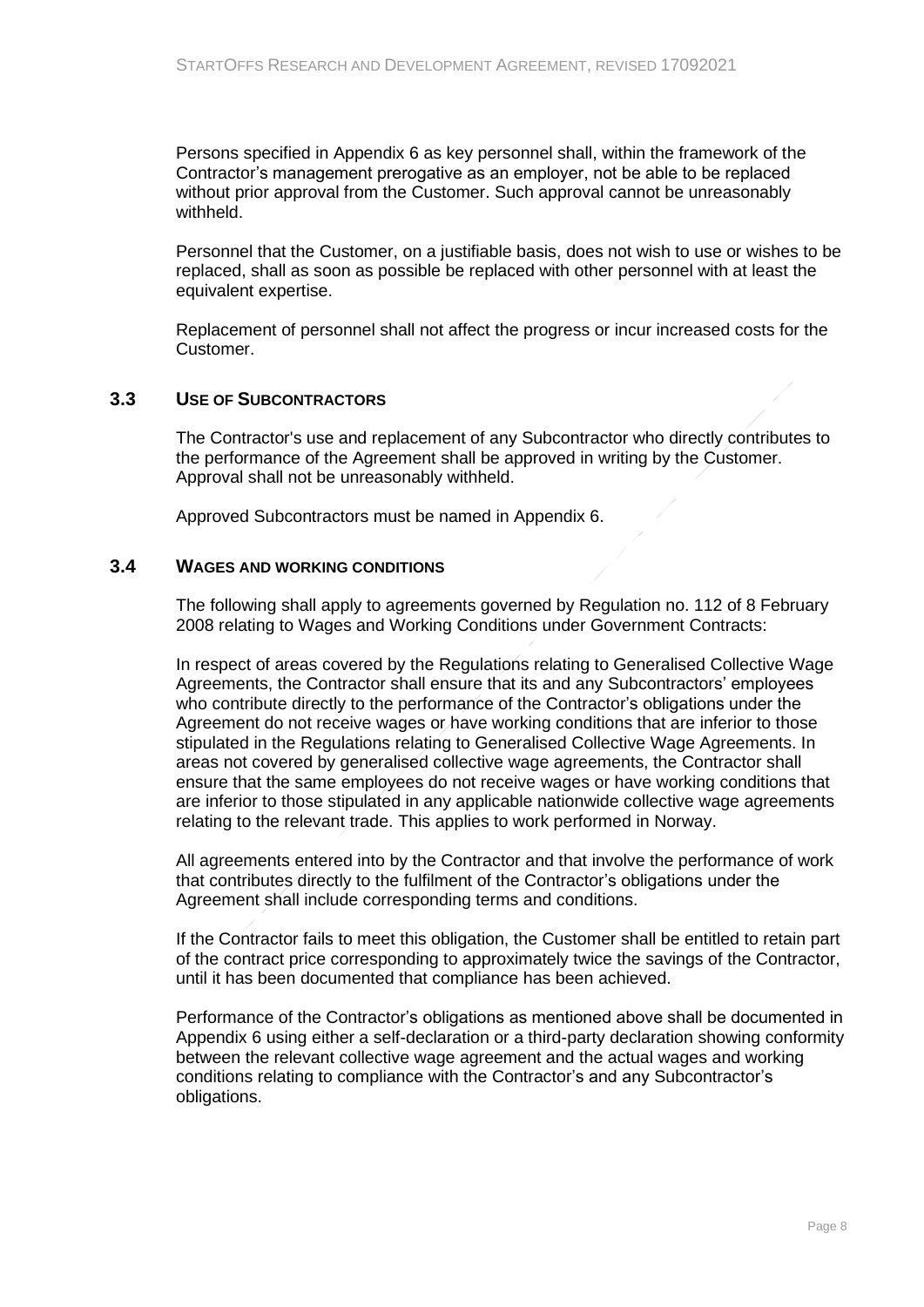Persons specified in Appendix 6 as key personnel shall, within the framework of the Contractor's management prerogative as an employer, not be able to be replaced without prior approval from the Customer. Such approval cannot be unreasonably withheld.

Personnel that the Customer, on a justifiable basis, does not wish to use or wishes to be replaced, shall as soon as possible be replaced with other personnel with at least the equivalent expertise.

Replacement of personnel shall not affect the progress or incur increased costs for the Customer.

## 3.3 USE OF SUBCONTRACTORS

The Contractor's use and replacement of any Subcontractor who directly contributes to the performance of the Agreement shall be approved in writing by the Customer. Approval shall not be unreasonably withheld.

Approved Subcontractors must be named in Appendix 6.

## 3.4 WAGES AND WORKING CONDITIONS

The following shall apply to agreements governed by Regulation no. 112 of 8 February 2008 relating to Wages and Working Conditions under Government Contracts:

In respect of areas covered by the Regulations relating to Generalised Collective Wage Agreements, the Contractor shall ensure that its and any Subcontractors' employees who contribute directly to the performance of the Contractor's obligations under the Agreement do not receive wages or have working conditions that are inferior to those stipulated in the Regulations relating to Generalised Collective Wage Agreements. In areas not covered by generalised collective wage agreements, the Contractor shall ensure that the same employees do not receive wages or have working conditions that are inferior to those stipulated in any applicable nationwide collective wage agreements relating to the relevant trade. This applies to work performed in Norway.

All agreements entered into by the Contractor and that involve the performance of work that contributes directly to the fulfilment of the Contractor's obligations under the Agreement shall include corresponding terms and conditions.

If the Contractor fails to meet this obligation, the Customer shall be entitled to retain part of the contract price corresponding to approximately twice the savings of the Contractor, until it has been documented that compliance has been achieved.

Performance of the Contractor's obligations as mentioned above shall be documented in Appendix 6 using either a self-declaration or a third-party declaration showing conformity between the relevant collective wage agreement and the actual wages and working conditions relating to compliance with the Contractor's and any Subcontractor's obligations.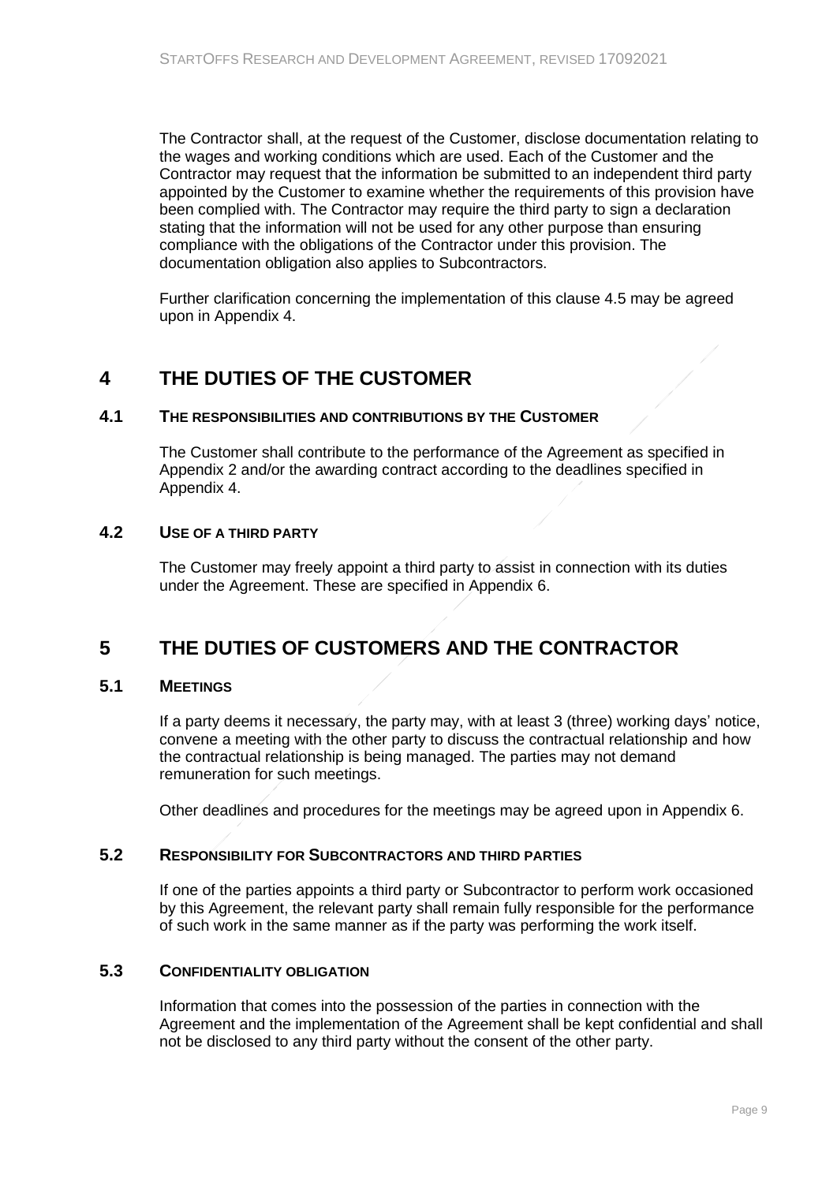The Contractor shall, at the request of the Customer, disclose documentation relating to the wages and working conditions which are used. Each of the Customer and the Contractor may request that the information be submitted to an independent third party appointed by the Customer to examine whether the requirements of this provision have been complied with. The Contractor may require the third party to sign a declaration stating that the information will not be used for any other purpose than ensuring compliance with the obligations of the Contractor under this provision. The documentation obligation also applies to Subcontractors.

Further clarification concerning the implementation of this clause 4.5 may be agreed upon in Appendix 4.

# 4 THE DUTIES OF THE CUSTOMER

## 4.1 THE RESPONSIBILITIES AND CONTRIBUTIONS BY THE CUSTOMER

The Customer shall contribute to the performance of the Agreement as specified in Appendix 2 and/or the awarding contract according to the deadlines specified in Appendix 4.

## 4.2 USE OF A THIRD PARTY

The Customer may freely appoint a third party to assist in connection with its duties under the Agreement. These are specified in Appendix 6.

# 5 THE DUTIES OF CUSTOMERS AND THE CONTRACTOR

## 5.1 MEETINGS

If a party deems it necessary, the party may, with at least 3 (three) working days' notice, convene a meeting with the other party to discuss the contractual relationship and how the contractual relationship is being managed. The parties may not demand remuneration for such meetings.

Other deadlines and procedures for the meetings may be agreed upon in Appendix 6.

## 5.2 RESPONSIBILITY FOR SUBCONTRACTORS AND THIRD PARTIES

If one of the parties appoints a third party or Subcontractor to perform work occasioned by this Agreement, the relevant party shall remain fully responsible for the performance of such work in the same manner as if the party was performing the work itself.

## 5.3 CONFIDENTIALITY OBLIGATION

Information that comes into the possession of the parties in connection with the Agreement and the implementation of the Agreement shall be kept confidential and shall not be disclosed to any third party without the consent of the other party.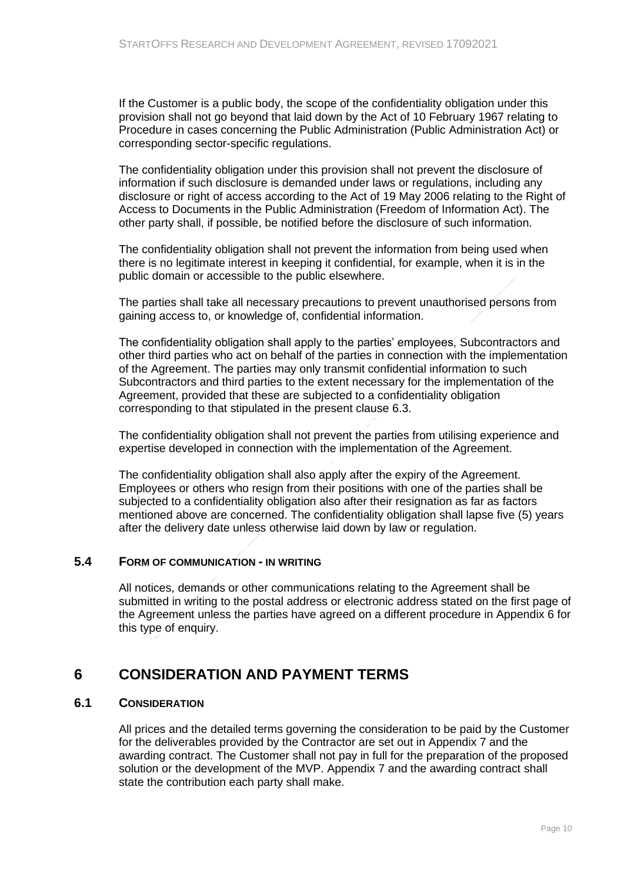If the Customer is a public body, the scope of the confidentiality obligation under this provision shall not go beyond that laid down by the Act of 10 February 1967 relating to Procedure in cases concerning the Public Administration (Public Administration Act) or corresponding sector-specific regulations.

The confidentiality obligation under this provision shall not prevent the disclosure of information if such disclosure is demanded under laws or regulations, including any disclosure or right of access according to the Act of 19 May 2006 relating to the Right of Access to Documents in the Public Administration (Freedom of Information Act). The other party shall, if possible, be notified before the disclosure of such information.

The confidentiality obligation shall not prevent the information from being used when there is no legitimate interest in keeping it confidential, for example, when it is in the public domain or accessible to the public elsewhere.

The parties shall take all necessary precautions to prevent unauthorised persons from gaining access to, or knowledge of, confidential information.

The confidentiality obligation shall apply to the parties' employees, Subcontractors and other third parties who act on behalf of the parties in connection with the implementation of the Agreement. The parties may only transmit confidential information to such Subcontractors and third parties to the extent necessary for the implementation of the Agreement, provided that these are subjected to a confidentiality obligation corresponding to that stipulated in the present clause 6.3.

The confidentiality obligation shall not prevent the parties from utilising experience and expertise developed in connection with the implementation of the Agreement.

The confidentiality obligation shall also apply after the expiry of the Agreement. Employees or others who resign from their positions with one of the parties shall be subjected to a confidentiality obligation also after their resignation as far as factors mentioned above are concerned. The confidentiality obligation shall lapse five (5) years after the delivery date unless otherwise laid down by law or regulation.

### 5.4 FORM OF COMMUNICATION - IN WRITING

All notices, demands or other communications relating to the Agreement shall be submitted in writing to the postal address or electronic address stated on the first page of the Agreement unless the parties have agreed on a different procedure in Appendix 6 for this type of enquiry.

## 6 CONSIDERATION AND PAYMENT TERMS

### 6.1 CONSIDERATION

All prices and the detailed terms governing the consideration to be paid by the Customer for the deliverables provided by the Contractor are set out in Appendix 7 and the awarding contract. The Customer shall not pay in full for the preparation of the proposed solution or the development of the MVP. Appendix 7 and the awarding contract shall state the contribution each party shall make.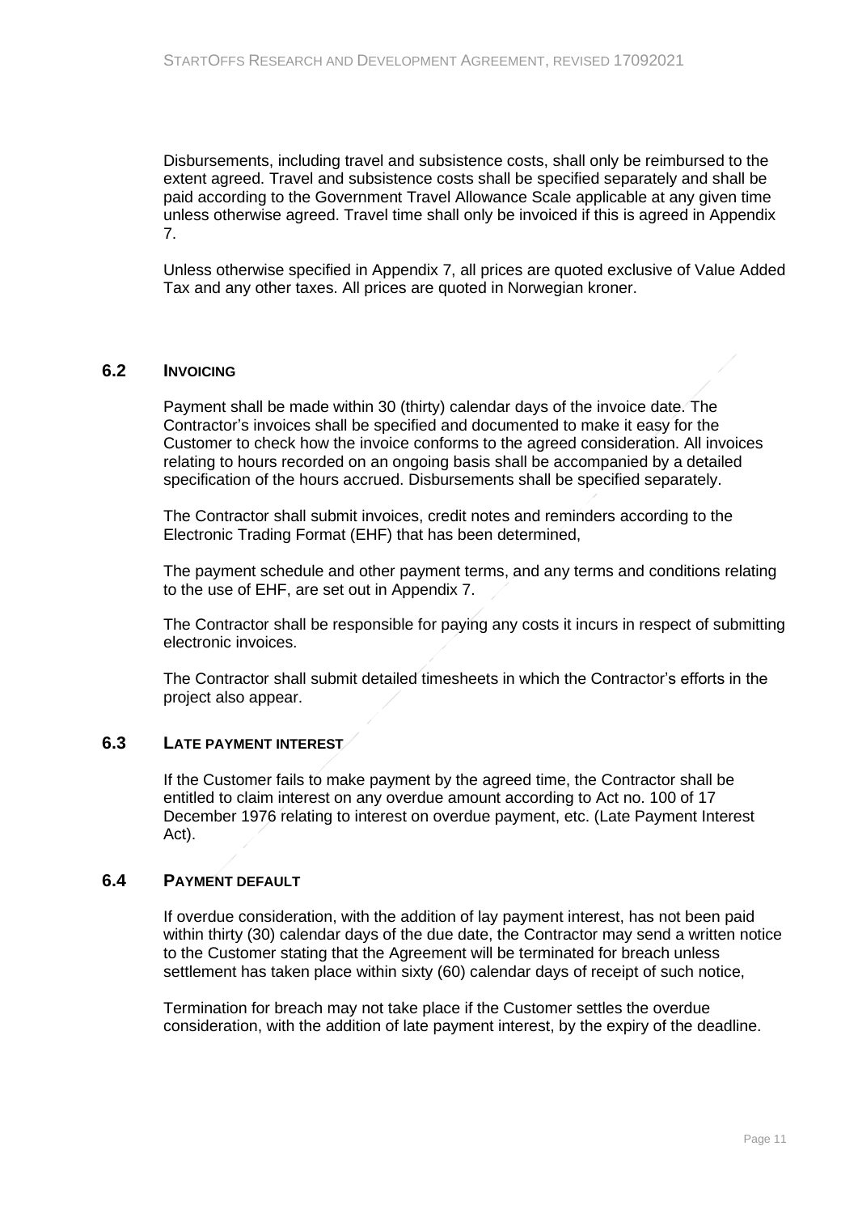Disbursements, including travel and subsistence costs, shall only be reimbursed to the extent agreed. Travel and subsistence costs shall be specified separately and shall be paid according to the Government Travel Allowance Scale applicable at any given time unless otherwise agreed. Travel time shall only be invoiced if this is agreed in Appendix 7.

Unless otherwise specified in Appendix 7, all prices are quoted exclusive of Value Added Tax and any other taxes. All prices are quoted in Norwegian kroner.

### 6.2 INVOICING

Payment shall be made within 30 (thirty) calendar days of the invoice date. The Contractor's invoices shall be specified and documented to make it easy for the Customer to check how the invoice conforms to the agreed consideration. All invoices relating to hours recorded on an ongoing basis shall be accompanied by a detailed specification of the hours accrued. Disbursements shall be specified separately.

The Contractor shall submit invoices, credit notes and reminders according to the Electronic Trading Format (EHF) that has been determined,

The payment schedule and other payment terms, and any terms and conditions relating to the use of EHF, are set out in Appendix 7.

The Contractor shall be responsible for paying any costs it incurs in respect of submitting electronic invoices.

The Contractor shall submit detailed timesheets in which the Contractor's efforts in the project also appear.

### 6.3 LATE PAYMENT INTEREST

If the Customer fails to make payment by the agreed time, the Contractor shall be entitled to claim interest on any overdue amount according to Act no. 100 of 17 December 1976 relating to interest on overdue payment, etc. (Late Payment Interest Act).

### 6.4 PAYMENT DEFAULT

If overdue consideration, with the addition of lay payment interest, has not been paid within thirty (30) calendar days of the due date, the Contractor may send a written notice to the Customer stating that the Agreement will be terminated for breach unless settlement has taken place within sixty (60) calendar days of receipt of such notice,

Termination for breach may not take place if the Customer settles the overdue consideration, with the addition of late payment interest, by the expiry of the deadline.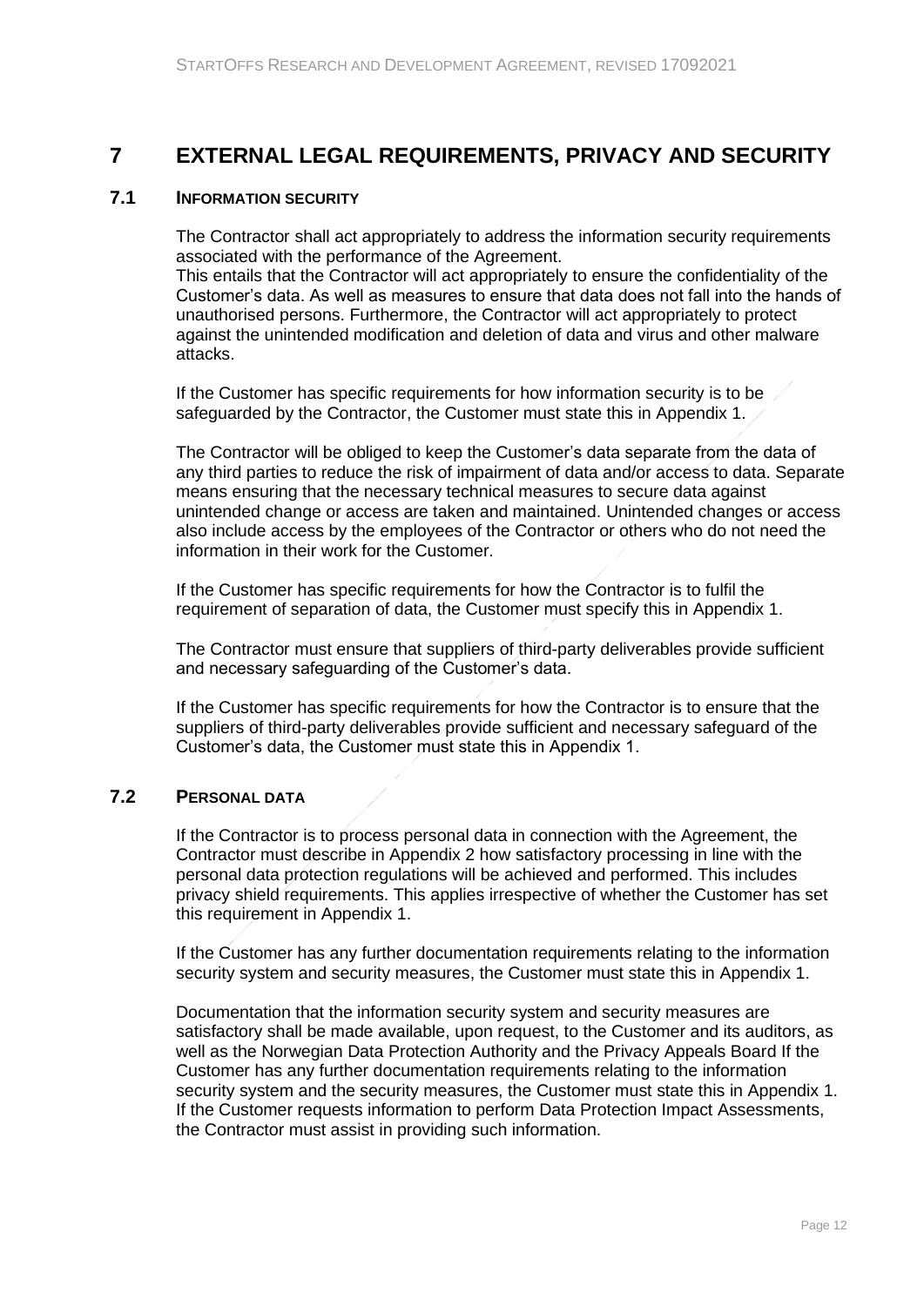# 7 EXTERNAL LEGAL REQUIREMENTS, PRIVACY AND SECURITY

## 7.1 INFORMATION SECURITY

The Contractor shall act appropriately to address the information security requirements associated with the performance of the Agreement.
This entails that the Contractor will act appropriately to ensure the confidentiality of the Customer's data. As well as measures to ensure that data does not fall into the hands of unauthorised persons. Furthermore, the Contractor will act appropriately to protect against the unintended modification and deletion of data and virus and other malware attacks.

If the Customer has specific requirements for how information security is to be safeguarded by the Contractor, the Customer must state this in Appendix 1.

The Contractor will be obliged to keep the Customer's data separate from the data of any third parties to reduce the risk of impairment of data and/or access to data. Separate means ensuring that the necessary technical measures to secure data against unintended change or access are taken and maintained. Unintended changes or access also include access by the employees of the Contractor or others who do not need the information in their work for the Customer.

If the Customer has specific requirements for how the Contractor is to fulfil the requirement of separation of data, the Customer must specify this in Appendix 1.

The Contractor must ensure that suppliers of third-party deliverables provide sufficient and necessary safeguarding of the Customer's data.

If the Customer has specific requirements for how the Contractor is to ensure that the suppliers of third-party deliverables provide sufficient and necessary safeguard of the Customer's data, the Customer must state this in Appendix 1.

## 7.2 PERSONAL DATA

If the Contractor is to process personal data in connection with the Agreement, the Contractor must describe in Appendix 2 how satisfactory processing in line with the personal data protection regulations will be achieved and performed. This includes privacy shield requirements. This applies irrespective of whether the Customer has set this requirement in Appendix 1.

If the Customer has any further documentation requirements relating to the information security system and security measures, the Customer must state this in Appendix 1.

Documentation that the information security system and security measures are satisfactory shall be made available, upon request, to the Customer and its auditors, as well as the Norwegian Data Protection Authority and the Privacy Appeals Board If the Customer has any further documentation requirements relating to the information security system and the security measures, the Customer must state this in Appendix 1. If the Customer requests information to perform Data Protection Impact Assessments, the Contractor must assist in providing such information.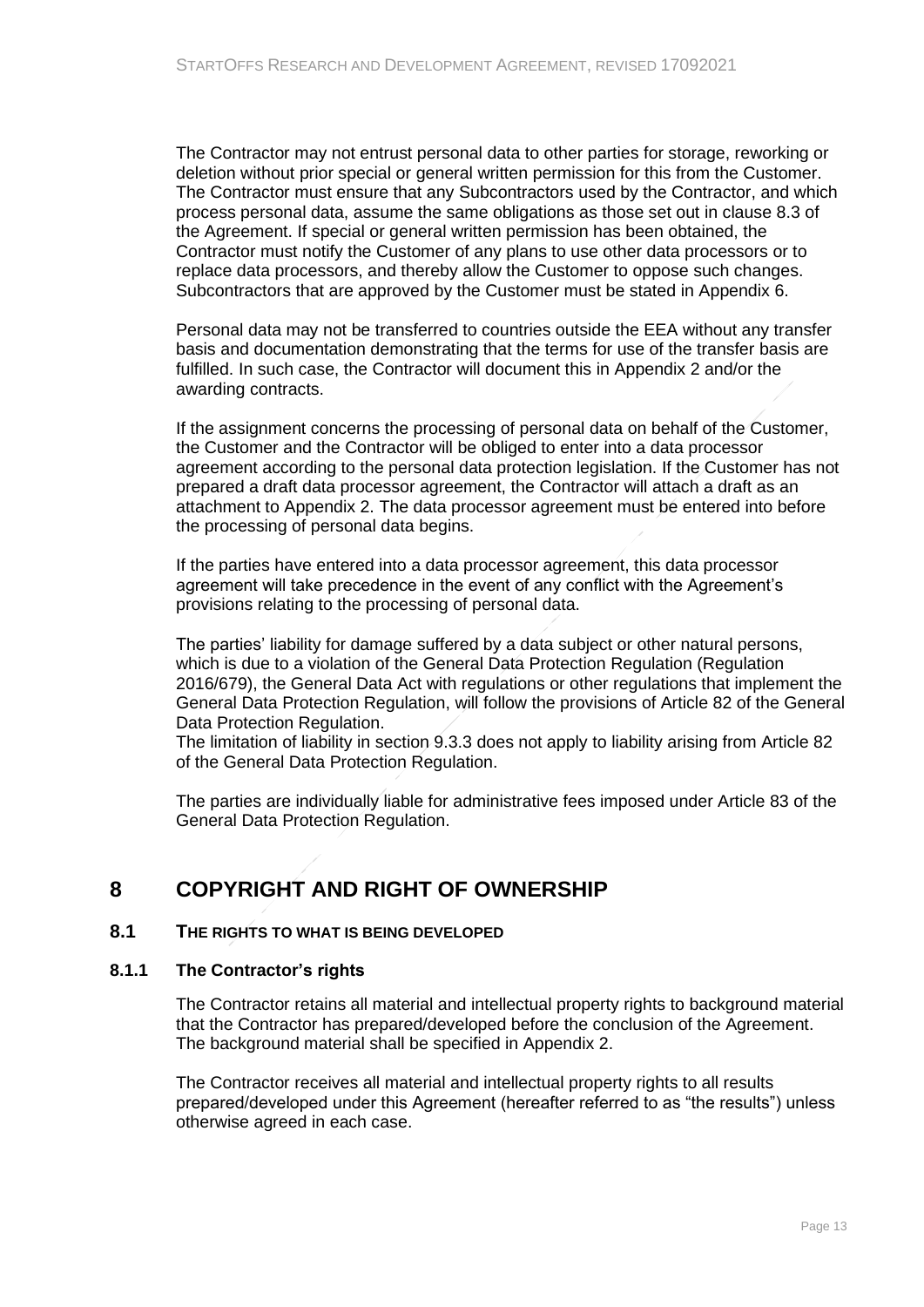The Contractor may not entrust personal data to other parties for storage, reworking or deletion without prior special or general written permission for this from the Customer. The Contractor must ensure that any Subcontractors used by the Contractor, and which process personal data, assume the same obligations as those set out in clause 8.3 of the Agreement. If special or general written permission has been obtained, the Contractor must notify the Customer of any plans to use other data processors or to replace data processors, and thereby allow the Customer to oppose such changes. Subcontractors that are approved by the Customer must be stated in Appendix 6.

Personal data may not be transferred to countries outside the EEA without any transfer basis and documentation demonstrating that the terms for use of the transfer basis are fulfilled. In such case, the Contractor will document this in Appendix 2 and/or the awarding contracts.

If the assignment concerns the processing of personal data on behalf of the Customer, the Customer and the Contractor will be obliged to enter into a data processor agreement according to the personal data protection legislation. If the Customer has not prepared a draft data processor agreement, the Contractor will attach a draft as an attachment to Appendix 2. The data processor agreement must be entered into before the processing of personal data begins.

If the parties have entered into a data processor agreement, this data processor agreement will take precedence in the event of any conflict with the Agreement's provisions relating to the processing of personal data.

The parties' liability for damage suffered by a data subject or other natural persons, which is due to a violation of the General Data Protection Regulation (Regulation 2016/679), the General Data Act with regulations or other regulations that implement the General Data Protection Regulation, will follow the provisions of Article 82 of the General Data Protection Regulation.
The limitation of liability in section 9.3.3 does not apply to liability arising from Article 82 of the General Data Protection Regulation.

The parties are individually liable for administrative fees imposed under Article 83 of the General Data Protection Regulation.

# 8 COPYRIGHT AND RIGHT OF OWNERSHIP

## 8.1 THE RIGHTS TO WHAT IS BEING DEVELOPED

### 8.1.1 The Contractor's rights

The Contractor retains all material and intellectual property rights to background material that the Contractor has prepared/developed before the conclusion of the Agreement. The background material shall be specified in Appendix 2.

The Contractor receives all material and intellectual property rights to all results prepared/developed under this Agreement (hereafter referred to as "the results") unless otherwise agreed in each case.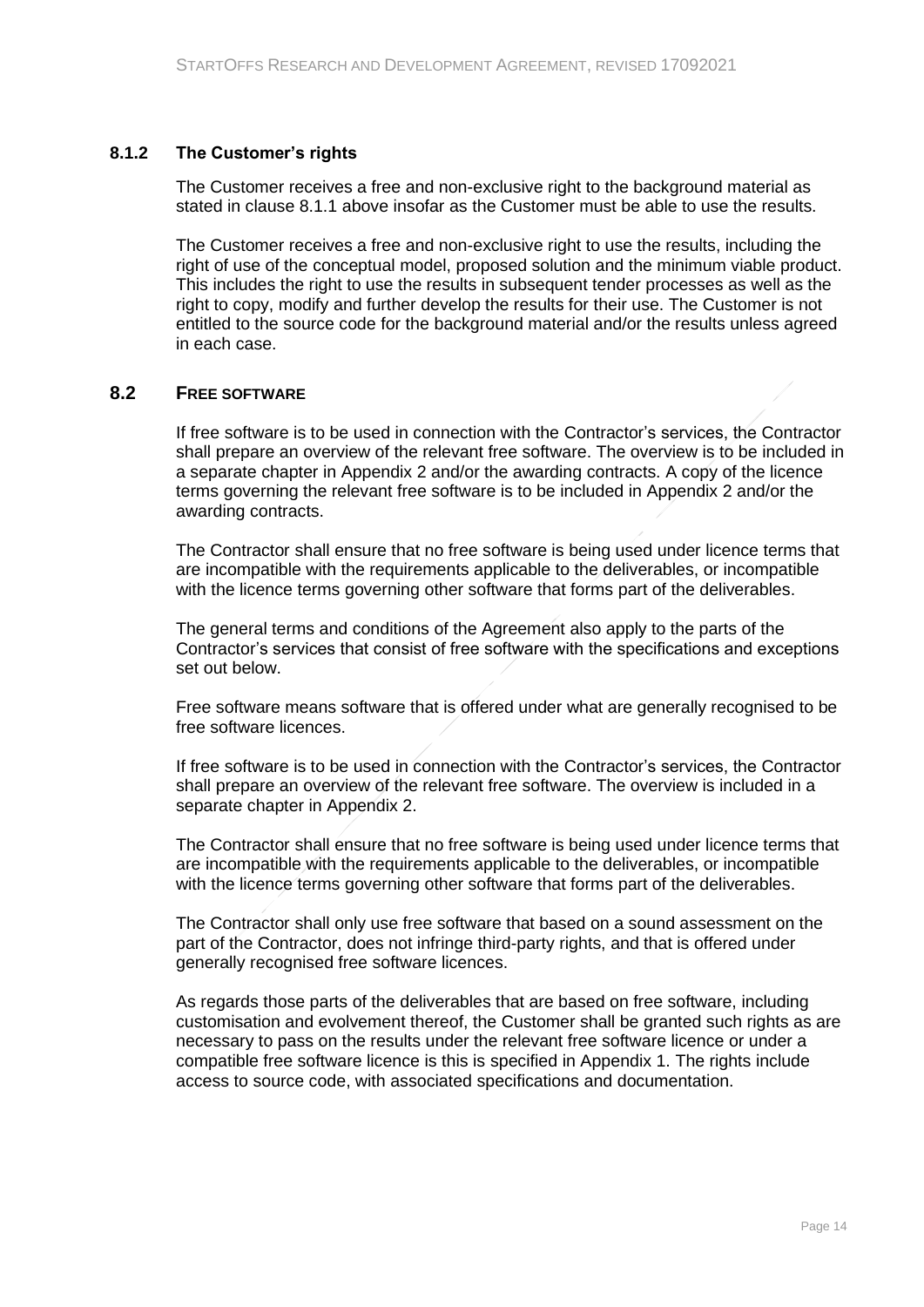#### 8.1.2 The Customer's rights

The Customer receives a free and non-exclusive right to the background material as stated in clause 8.1.1 above insofar as the Customer must be able to use the results.

The Customer receives a free and non-exclusive right to use the results, including the right of use of the conceptual model, proposed solution and the minimum viable product. This includes the right to use the results in subsequent tender processes as well as the right to copy, modify and further develop the results for their use. The Customer is not entitled to the source code for the background material and/or the results unless agreed in each case.

### 8.2 FREE SOFTWARE

If free software is to be used in connection with the Contractor's services, the Contractor shall prepare an overview of the relevant free software. The overview is to be included in a separate chapter in Appendix 2 and/or the awarding contracts. A copy of the licence terms governing the relevant free software is to be included in Appendix 2 and/or the awarding contracts.

The Contractor shall ensure that no free software is being used under licence terms that are incompatible with the requirements applicable to the deliverables, or incompatible with the licence terms governing other software that forms part of the deliverables.

The general terms and conditions of the Agreement also apply to the parts of the Contractor's services that consist of free software with the specifications and exceptions set out below.

Free software means software that is offered under what are generally recognised to be free software licences.

If free software is to be used in connection with the Contractor's services, the Contractor shall prepare an overview of the relevant free software. The overview is included in a separate chapter in Appendix 2.

The Contractor shall ensure that no free software is being used under licence terms that are incompatible with the requirements applicable to the deliverables, or incompatible with the licence terms governing other software that forms part of the deliverables.

The Contractor shall only use free software that based on a sound assessment on the part of the Contractor, does not infringe third-party rights, and that is offered under generally recognised free software licences.

As regards those parts of the deliverables that are based on free software, including customisation and evolvement thereof, the Customer shall be granted such rights as are necessary to pass on the results under the relevant free software licence or under a compatible free software licence is this is specified in Appendix 1. The rights include access to source code, with associated specifications and documentation.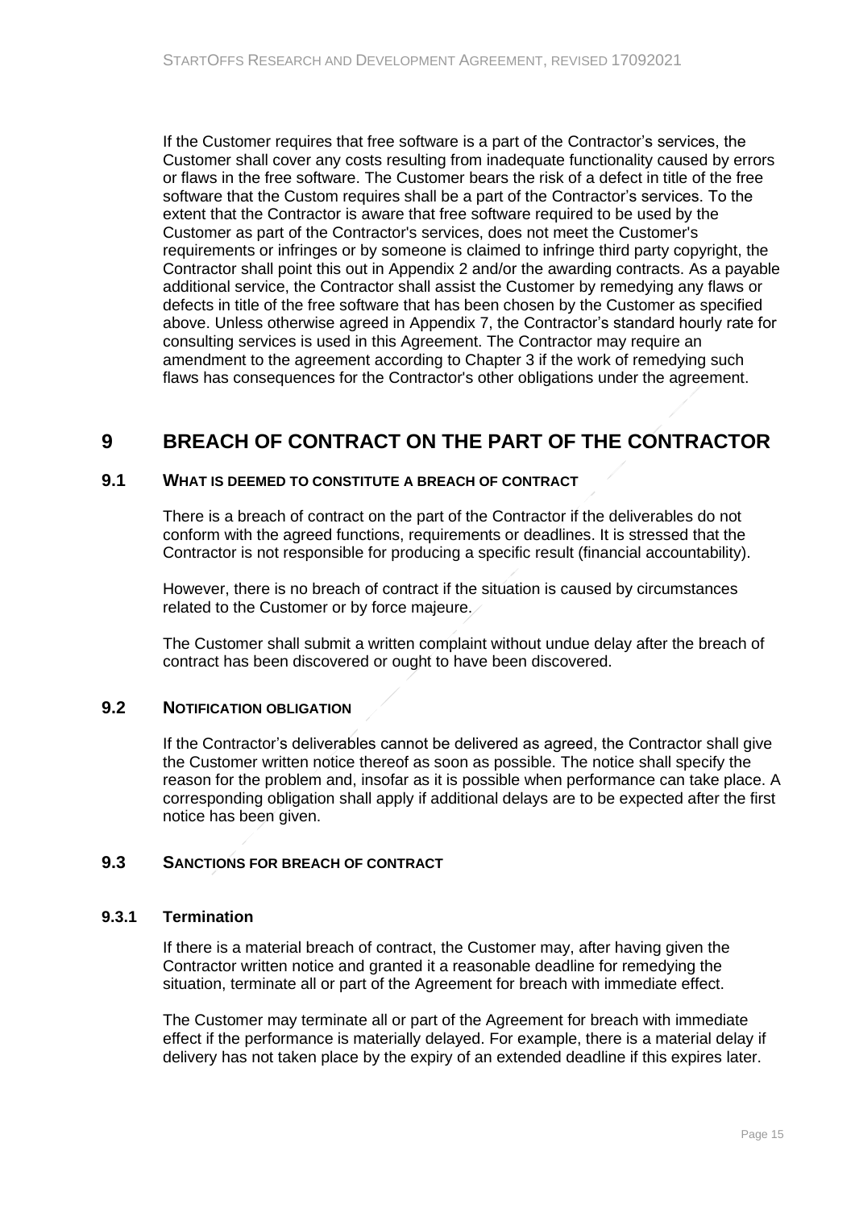If the Customer requires that free software is a part of the Contractor's services, the Customer shall cover any costs resulting from inadequate functionality caused by errors or flaws in the free software. The Customer bears the risk of a defect in title of the free software that the Custom requires shall be a part of the Contractor's services. To the extent that the Contractor is aware that free software required to be used by the Customer as part of the Contractor's services, does not meet the Customer's requirements or infringes or by someone is claimed to infringe third party copyright, the Contractor shall point this out in Appendix 2 and/or the awarding contracts. As a payable additional service, the Contractor shall assist the Customer by remedying any flaws or defects in title of the free software that has been chosen by the Customer as specified above. Unless otherwise agreed in Appendix 7, the Contractor's standard hourly rate for consulting services is used in this Agreement. The Contractor may require an amendment to the agreement according to Chapter 3 if the work of remedying such flaws has consequences for the Contractor's other obligations under the agreement.

# 9 BREACH OF CONTRACT ON THE PART OF THE CONTRACTOR

## 9.1 WHAT IS DEEMED TO CONSTITUTE A BREACH OF CONTRACT

There is a breach of contract on the part of the Contractor if the deliverables do not conform with the agreed functions, requirements or deadlines. It is stressed that the Contractor is not responsible for producing a specific result (financial accountability).

However, there is no breach of contract if the situation is caused by circumstances related to the Customer or by force majeure.

The Customer shall submit a written complaint without undue delay after the breach of contract has been discovered or ought to have been discovered.

## 9.2 NOTIFICATION OBLIGATION

If the Contractor's deliverables cannot be delivered as agreed, the Contractor shall give the Customer written notice thereof as soon as possible. The notice shall specify the reason for the problem and, insofar as it is possible when performance can take place. A corresponding obligation shall apply if additional delays are to be expected after the first notice has been given.

## 9.3 SANCTIONS FOR BREACH OF CONTRACT

### 9.3.1 Termination

If there is a material breach of contract, the Customer may, after having given the Contractor written notice and granted it a reasonable deadline for remedying the situation, terminate all or part of the Agreement for breach with immediate effect.

The Customer may terminate all or part of the Agreement for breach with immediate effect if the performance is materially delayed. For example, there is a material delay if delivery has not taken place by the expiry of an extended deadline if this expires later.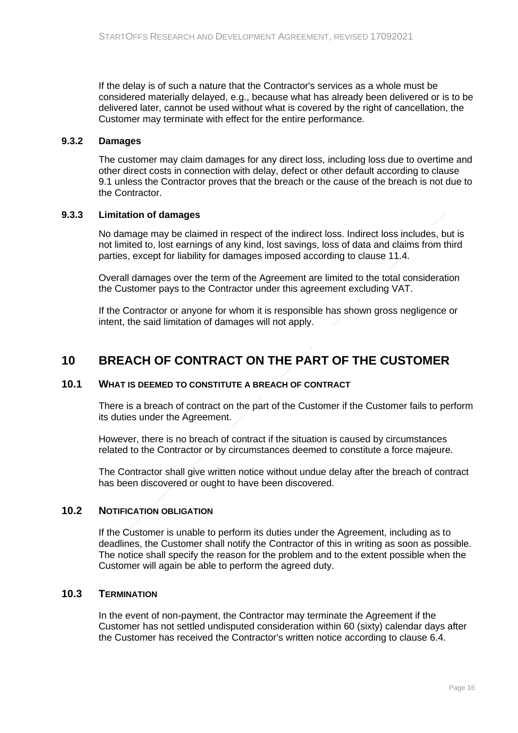If the delay is of such a nature that the Contractor's services as a whole must be considered materially delayed, e.g., because what has already been delivered or is to be delivered later, cannot be used without what is covered by the right of cancellation, the Customer may terminate with effect for the entire performance.

#### 9.3.2 Damages

The customer may claim damages for any direct loss, including loss due to overtime and other direct costs in connection with delay, defect or other default according to clause 9.1 unless the Contractor proves that the breach or the cause of the breach is not due to the Contractor.

#### 9.3.3 Limitation of damages

No damage may be claimed in respect of the indirect loss. Indirect loss includes, but is not limited to, lost earnings of any kind, lost savings, loss of data and claims from third parties, except for liability for damages imposed according to clause 11.4.

Overall damages over the term of the Agreement are limited to the total consideration the Customer pays to the Contractor under this agreement excluding VAT.

If the Contractor or anyone for whom it is responsible has shown gross negligence or intent, the said limitation of damages will not apply.

## 10 BREACH OF CONTRACT ON THE PART OF THE CUSTOMER

### 10.1 WHAT IS DEEMED TO CONSTITUTE A BREACH OF CONTRACT

There is a breach of contract on the part of the Customer if the Customer fails to perform its duties under the Agreement.

However, there is no breach of contract if the situation is caused by circumstances related to the Contractor or by circumstances deemed to constitute a force majeure.

The Contractor shall give written notice without undue delay after the breach of contract has been discovered or ought to have been discovered.

### 10.2 NOTIFICATION OBLIGATION

If the Customer is unable to perform its duties under the Agreement, including as to deadlines, the Customer shall notify the Contractor of this in writing as soon as possible. The notice shall specify the reason for the problem and to the extent possible when the Customer will again be able to perform the agreed duty.

### 10.3 TERMINATION

In the event of non-payment, the Contractor may terminate the Agreement if the Customer has not settled undisputed consideration within 60 (sixty) calendar days after the Customer has received the Contractor's written notice according to clause 6.4.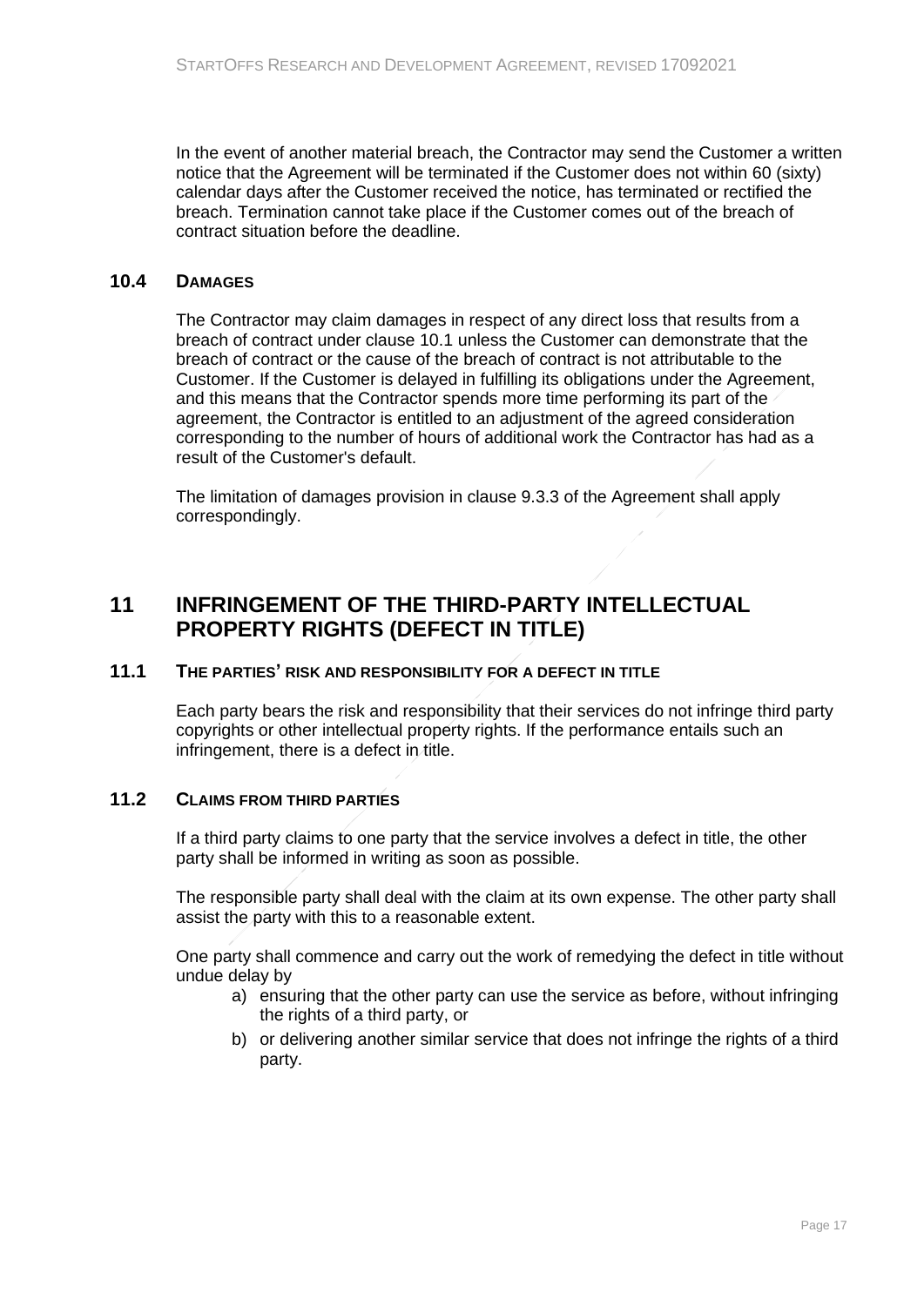In the event of another material breach, the Contractor may send the Customer a written notice that the Agreement will be terminated if the Customer does not within 60 (sixty) calendar days after the Customer received the notice, has terminated or rectified the breach. Termination cannot take place if the Customer comes out of the breach of contract situation before the deadline.

### 10.4 DAMAGES

The Contractor may claim damages in respect of any direct loss that results from a breach of contract under clause 10.1 unless the Customer can demonstrate that the breach of contract or the cause of the breach of contract is not attributable to the Customer. If the Customer is delayed in fulfilling its obligations under the Agreement, and this means that the Contractor spends more time performing its part of the agreement, the Contractor is entitled to an adjustment of the agreed consideration corresponding to the number of hours of additional work the Contractor has had as a result of the Customer's default.

The limitation of damages provision in clause 9.3.3 of the Agreement shall apply correspondingly.

## 11 INFRINGEMENT OF THE THIRD-PARTY INTELLECTUAL PROPERTY RIGHTS (DEFECT IN TITLE)

### 11.1 THE PARTIES' RISK AND RESPONSIBILITY FOR A DEFECT IN TITLE

Each party bears the risk and responsibility that their services do not infringe third party copyrights or other intellectual property rights. If the performance entails such an infringement, there is a defect in title.

### 11.2 CLAIMS FROM THIRD PARTIES

If a third party claims to one party that the service involves a defect in title, the other party shall be informed in writing as soon as possible.

The responsible party shall deal with the claim at its own expense. The other party shall assist the party with this to a reasonable extent.

One party shall commence and carry out the work of remedying the defect in title without undue delay by

a) ensuring that the other party can use the service as before, without infringing the rights of a third party, or
b) or delivering another similar service that does not infringe the rights of a third party.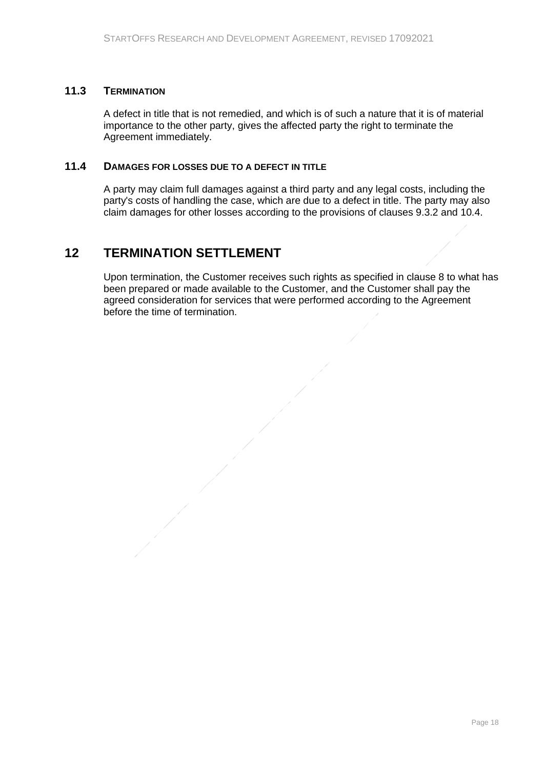### 11.3 Termination

A defect in title that is not remedied, and which is of such a nature that it is of material importance to the other party, gives the affected party the right to terminate the Agreement immediately.

### 11.4 Damages for losses due to a defect in title

A party may claim full damages against a third party and any legal costs, including the party's costs of handling the case, which are due to a defect in title. The party may also claim damages for other losses according to the provisions of clauses 9.3.2 and 10.4.

## 12 TERMINATION SETTLEMENT

Upon termination, the Customer receives such rights as specified in clause 8 to what has been prepared or made available to the Customer, and the Customer shall pay the agreed consideration for services that were performed according to the Agreement before the time of termination.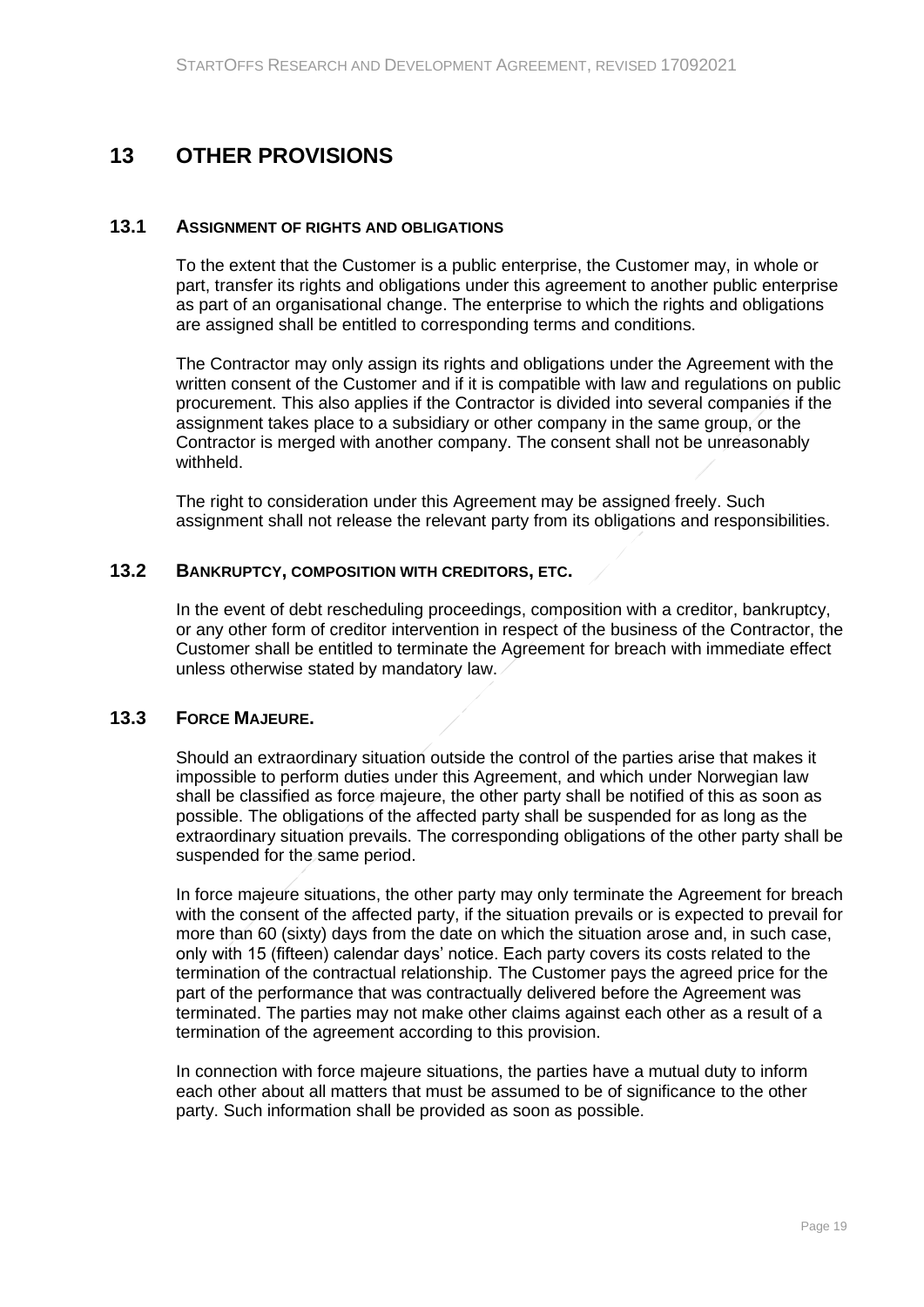# 13 OTHER PROVISIONS

## 13.1 ASSIGNMENT OF RIGHTS AND OBLIGATIONS

To the extent that the Customer is a public enterprise, the Customer may, in whole or part, transfer its rights and obligations under this agreement to another public enterprise as part of an organisational change. The enterprise to which the rights and obligations are assigned shall be entitled to corresponding terms and conditions.

The Contractor may only assign its rights and obligations under the Agreement with the written consent of the Customer and if it is compatible with law and regulations on public procurement. This also applies if the Contractor is divided into several companies if the assignment takes place to a subsidiary or other company in the same group, or the Contractor is merged with another company. The consent shall not be unreasonably withheld.

The right to consideration under this Agreement may be assigned freely. Such assignment shall not release the relevant party from its obligations and responsibilities.

## 13.2 BANKRUPTCY, COMPOSITION WITH CREDITORS, ETC.

In the event of debt rescheduling proceedings, composition with a creditor, bankruptcy, or any other form of creditor intervention in respect of the business of the Contractor, the Customer shall be entitled to terminate the Agreement for breach with immediate effect unless otherwise stated by mandatory law.

## 13.3 FORCE MAJEURE.

Should an extraordinary situation outside the control of the parties arise that makes it impossible to perform duties under this Agreement, and which under Norwegian law shall be classified as force majeure, the other party shall be notified of this as soon as possible. The obligations of the affected party shall be suspended for as long as the extraordinary situation prevails. The corresponding obligations of the other party shall be suspended for the same period.

In force majeure situations, the other party may only terminate the Agreement for breach with the consent of the affected party, if the situation prevails or is expected to prevail for more than 60 (sixty) days from the date on which the situation arose and, in such case, only with 15 (fifteen) calendar days' notice. Each party covers its costs related to the termination of the contractual relationship. The Customer pays the agreed price for the part of the performance that was contractually delivered before the Agreement was terminated. The parties may not make other claims against each other as a result of a termination of the agreement according to this provision.

In connection with force majeure situations, the parties have a mutual duty to inform each other about all matters that must be assumed to be of significance to the other party. Such information shall be provided as soon as possible.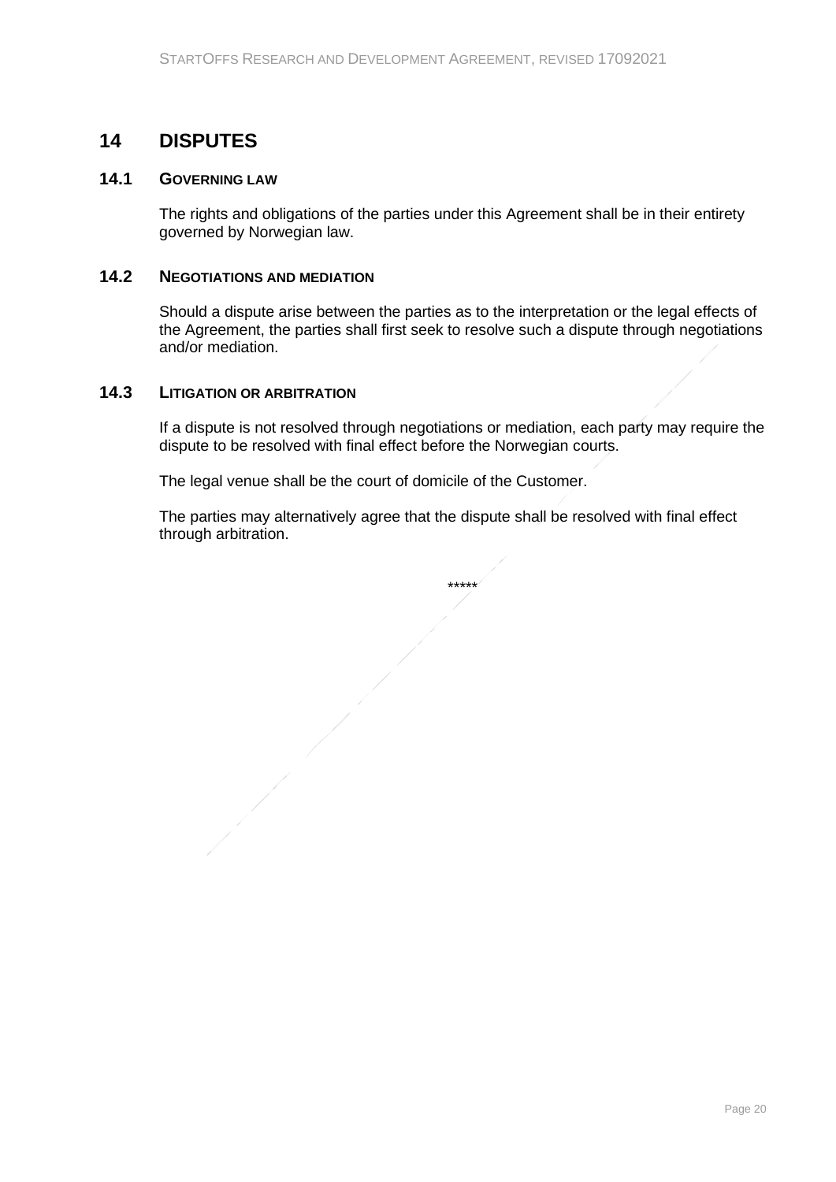# 14 DISPUTES

## 14.1 GOVERNING LAW

The rights and obligations of the parties under this Agreement shall be in their entirety governed by Norwegian law.

## 14.2 NEGOTIATIONS AND MEDIATION

Should a dispute arise between the parties as to the interpretation or the legal effects of the Agreement, the parties shall first seek to resolve such a dispute through negotiations and/or mediation.

## 14.3 LITIGATION OR ARBITRATION

If a dispute is not resolved through negotiations or mediation, each party may require the dispute to be resolved with final effect before the Norwegian courts.

The legal venue shall be the court of domicile of the Customer.

The parties may alternatively agree that the dispute shall be resolved with final effect through arbitration.

*****